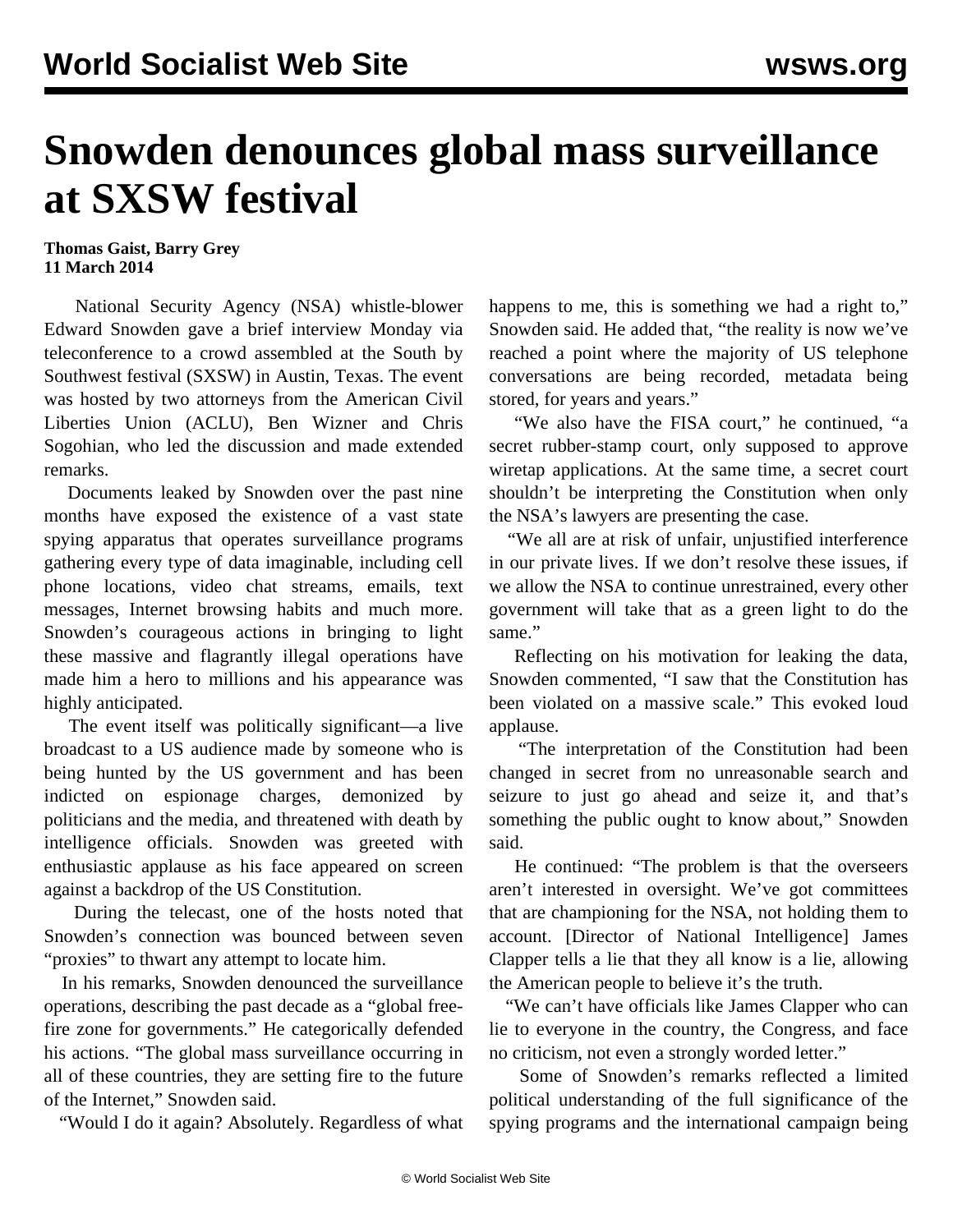# Snowden denounces global mass surveillance at SXSW festival

**Thomas Gaist, Barry Grey**
**11 March 2014**

National Security Agency (NSA) whistle-blower Edward Snowden gave a brief interview Monday via teleconference to a crowd assembled at the South by Southwest festival (SXSW) in Austin, Texas. The event was hosted by two attorneys from the American Civil Liberties Union (ACLU), Ben Wizner and Chris Sogohian, who led the discussion and made extended remarks.

Documents leaked by Snowden over the past nine months have exposed the existence of a vast state spying apparatus that operates surveillance programs gathering every type of data imaginable, including cell phone locations, video chat streams, emails, text messages, Internet browsing habits and much more. Snowden's courageous actions in bringing to light these massive and flagrantly illegal operations have made him a hero to millions and his appearance was highly anticipated.

The event itself was politically significant—a live broadcast to a US audience made by someone who is being hunted by the US government and has been indicted on espionage charges, demonized by politicians and the media, and threatened with death by intelligence officials. Snowden was greeted with enthusiastic applause as his face appeared on screen against a backdrop of the US Constitution.

During the telecast, one of the hosts noted that Snowden's connection was bounced between seven "proxies" to thwart any attempt to locate him.

In his remarks, Snowden denounced the surveillance operations, describing the past decade as a "global free-fire zone for governments." He categorically defended his actions. "The global mass surveillance occurring in all of these countries, they are setting fire to the future of the Internet," Snowden said.

"Would I do it again? Absolutely. Regardless of what happens to me, this is something we had a right to," Snowden said. He added that, "the reality is now we've reached a point where the majority of US telephone conversations are being recorded, metadata being stored, for years and years."

"We also have the FISA court," he continued, "a secret rubber-stamp court, only supposed to approve wiretap applications. At the same time, a secret court shouldn't be interpreting the Constitution when only the NSA's lawyers are presenting the case.

"We all are at risk of unfair, unjustified interference in our private lives. If we don't resolve these issues, if we allow the NSA to continue unrestrained, every other government will take that as a green light to do the same."

Reflecting on his motivation for leaking the data, Snowden commented, "I saw that the Constitution has been violated on a massive scale." This evoked loud applause.

"The interpretation of the Constitution had been changed in secret from no unreasonable search and seizure to just go ahead and seize it, and that's something the public ought to know about," Snowden said.

He continued: "The problem is that the overseers aren't interested in oversight. We've got committees that are championing for the NSA, not holding them to account. [Director of National Intelligence] James Clapper tells a lie that they all know is a lie, allowing the American people to believe it's the truth.

"We can't have officials like James Clapper who can lie to everyone in the country, the Congress, and face no criticism, not even a strongly worded letter."

Some of Snowden's remarks reflected a limited political understanding of the full significance of the spying programs and the international campaign being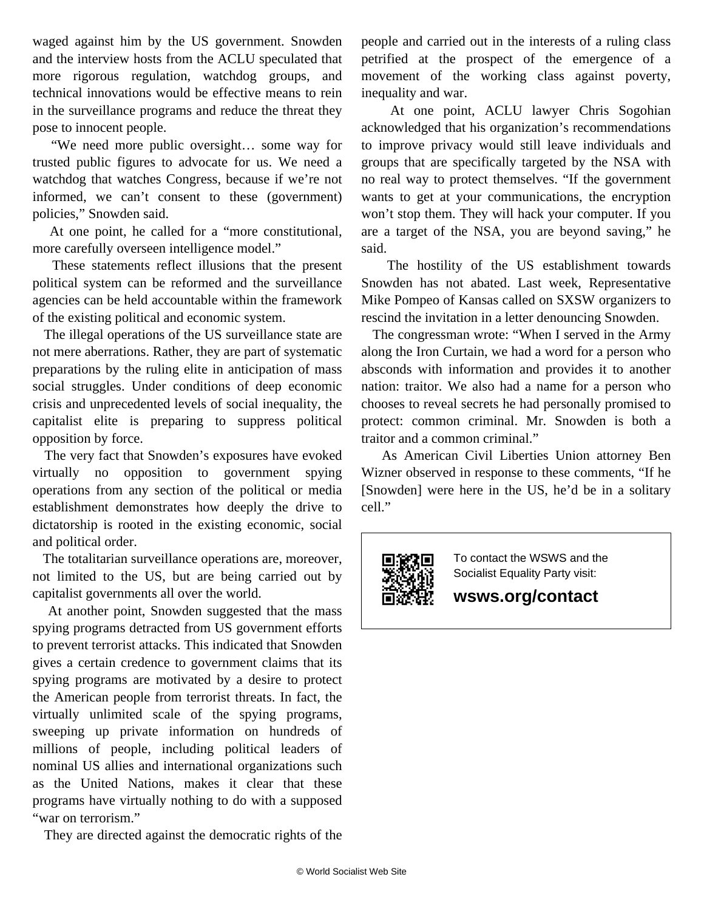waged against him by the US government. Snowden and the interview hosts from the ACLU speculated that more rigorous regulation, watchdog groups, and technical innovations would be effective means to rein in the surveillance programs and reduce the threat they pose to innocent people.

"We need more public oversight… some way for trusted public figures to advocate for us. We need a watchdog that watches Congress, because if we're not informed, we can't consent to these (government) policies," Snowden said.

At one point, he called for a "more constitutional, more carefully overseen intelligence model."

These statements reflect illusions that the present political system can be reformed and the surveillance agencies can be held accountable within the framework of the existing political and economic system.

The illegal operations of the US surveillance state are not mere aberrations. Rather, they are part of systematic preparations by the ruling elite in anticipation of mass social struggles. Under conditions of deep economic crisis and unprecedented levels of social inequality, the capitalist elite is preparing to suppress political opposition by force.

The very fact that Snowden's exposures have evoked virtually no opposition to government spying operations from any section of the political or media establishment demonstrates how deeply the drive to dictatorship is rooted in the existing economic, social and political order.

The totalitarian surveillance operations are, moreover, not limited to the US, but are being carried out by capitalist governments all over the world.

At another point, Snowden suggested that the mass spying programs detracted from US government efforts to prevent terrorist attacks. This indicated that Snowden gives a certain credence to government claims that its spying programs are motivated by a desire to protect the American people from terrorist threats. In fact, the virtually unlimited scale of the spying programs, sweeping up private information on hundreds of millions of people, including political leaders of nominal US allies and international organizations such as the United Nations, makes it clear that these programs have virtually nothing to do with a supposed "war on terrorism."

They are directed against the democratic rights of the people and carried out in the interests of a ruling class petrified at the prospect of the emergence of a movement of the working class against poverty, inequality and war.

At one point, ACLU lawyer Chris Sogohian acknowledged that his organization's recommendations to improve privacy would still leave individuals and groups that are specifically targeted by the NSA with no real way to protect themselves. "If the government wants to get at your communications, the encryption won't stop them. They will hack your computer. If you are a target of the NSA, you are beyond saving," he said.

The hostility of the US establishment towards Snowden has not abated. Last week, Representative Mike Pompeo of Kansas called on SXSW organizers to rescind the invitation in a letter denouncing Snowden.

The congressman wrote: "When I served in the Army along the Iron Curtain, we had a word for a person who absconds with information and provides it to another nation: traitor. We also had a name for a person who chooses to reveal secrets he had personally promised to protect: common criminal. Mr. Snowden is both a traitor and a common criminal."

As American Civil Liberties Union attorney Ben Wizner observed in response to these comments, "If he [Snowden] were here in the US, he'd be in a solitary cell."

To contact the WSWS and the Socialist Equality Party visit:

**wsws.org/contact**